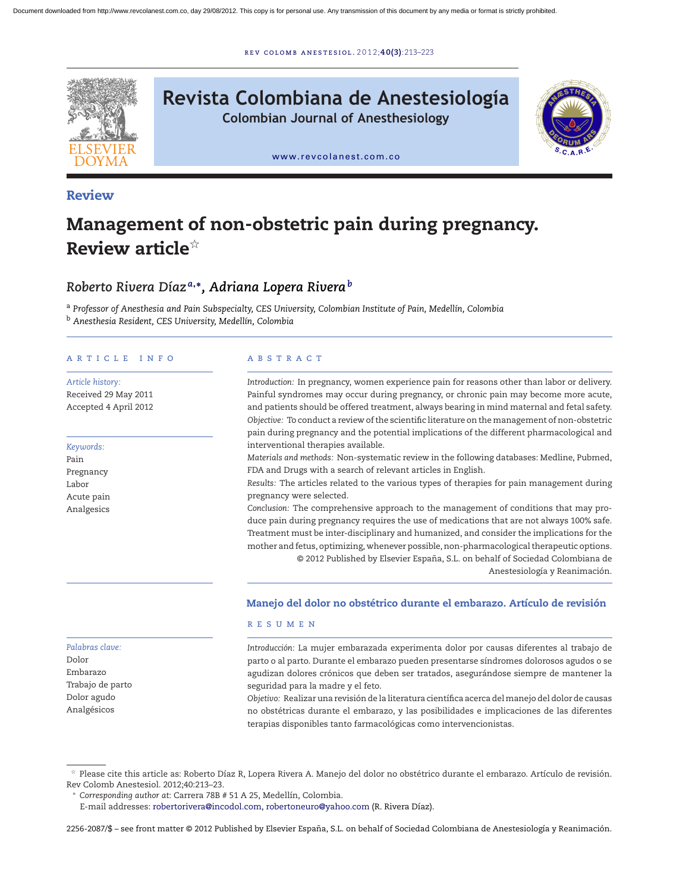Review

# Management of non-obstetric pain during pregnancy. Review article[☆]

*Roberto Rivera Díaz*[a,*], *Adriana Lopera Rivera*[b]

[a] *Professor of Anesthesia and Pain Subspecialty, CES University, Colombian Institute of Pain, Medellín, Colombia*
[b] *Anesthesia Resident, CES University, Medellín, Colombia*

## ARTICLE INFO

*Article history:*
Received 29 May 2011
Accepted 4 April 2012

*Keywords:*
Pain
Pregnancy
Labor
Acute pain
Analgesics

## ABSTRACT

*Introduction:* In pregnancy, women experience pain for reasons other than labor or delivery. Painful syndromes may occur during pregnancy, or chronic pain may become more acute, and patients should be offered treatment, always bearing in mind maternal and fetal safety.
*Objective:* To conduct a review of the scientific literature on the management of non-obstetric pain during pregnancy and the potential implications of the different pharmacological and interventional therapies available.
*Materials and methods:* Non-systematic review in the following databases: Medline, Pubmed, FDA and Drugs with a search of relevant articles in English.
*Results:* The articles related to the various types of therapies for pain management during pregnancy were selected.
*Conclusion:* The comprehensive approach to the management of conditions that may produce pain during pregnancy requires the use of medications that are not always 100% safe. Treatment must be inter-disciplinary and humanized, and consider the implications for the mother and fetus, optimizing, whenever possible, non-pharmacological therapeutic options.
© 2012 Published by Elsevier España, S.L. on behalf of Sociedad Colombiana de Anestesiología y Reanimación.

## Manejo del dolor no obstétrico durante el embarazo. Artículo de revisión

*Palabras clave:*
Dolor
Embarazo
Trabajo de parto
Dolor agudo
Analgésicos

## RESUMEN

*Introducción:* La mujer embarazada experimenta dolor por causas diferentes al trabajo de parto o al parto. Durante el embarazo pueden presentarse síndromes dolorosos agudos o se agudizan dolores crónicos que deben ser tratados, asegurándose siempre de mantener la seguridad para la madre y el feto.
*Objetivo:* Realizar una revisión de la literatura científica acerca del manejo del dolor de causas no obstétricas durante el embarazo, y las posibilidades e implicaciones de las diferentes terapias disponibles tanto farmacológicas como intervencionistas.

---

☆ Please cite this article as: Roberto Díaz R, Lopera Rivera A. Manejo del dolor no obstétrico durante el embarazo. Artículo de revisión. Rev Colomb Anestesiol. 2012;40:213–23.
\* *Corresponding author at*: Carrera 78B # 51 A 25, Medellín, Colombia.
E-mail addresses: robertorivera@incodol.com, robertoneuro@yahoo.com (R. Rivera Díaz).

2256-2087/$ – see front matter © 2012 Published by Elsevier España, S.L. on behalf of Sociedad Colombiana de Anestesiología y Reanimación.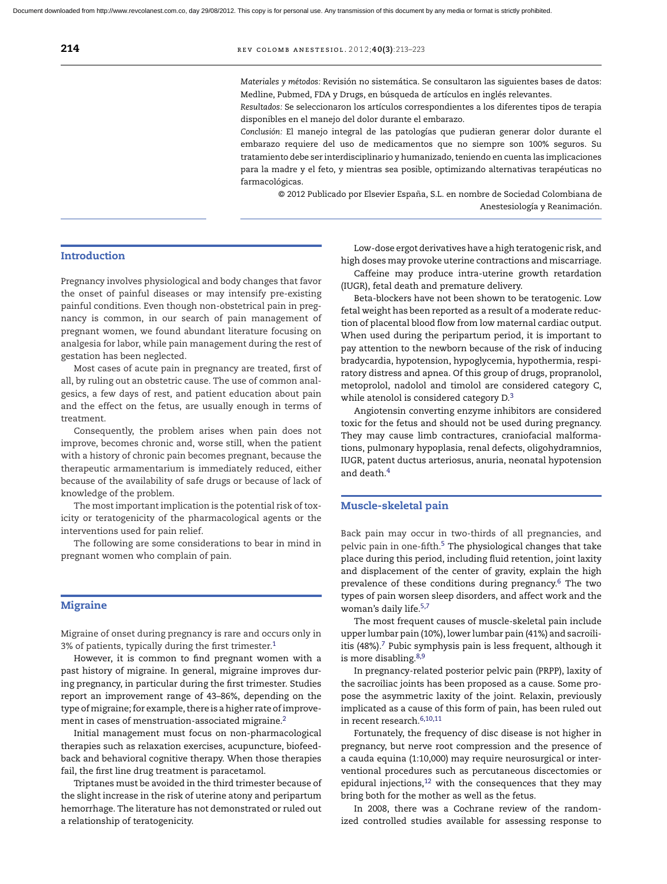*Materiales y métodos:* Revisión no sistemática. Se consultaron las siguientes bases de datos: Medline, Pubmed, FDA y Drugs, en búsqueda de artículos en inglés relevantes.

*Resultados:* Se seleccionaron los artículos correspondientes a los diferentes tipos de terapia disponibles en el manejo del dolor durante el embarazo.

*Conclusión:* El manejo integral de las patologías que pudieran generar dolor durante el embarazo requiere del uso de medicamentos que no siempre son 100% seguros. Su tratamiento debe ser interdisciplinario y humanizado, teniendo en cuenta las implicaciones para la madre y el feto, y mientras sea posible, optimizando alternativas terapéuticas no farmacológicas.

© 2012 Publicado por Elsevier España, S.L. en nombre de Sociedad Colombiana de Anestesiología y Reanimación.

## Introduction

Pregnancy involves physiological and body changes that favor the onset of painful diseases or may intensify pre-existing painful conditions. Even though non-obstetrical pain in pregnancy is common, in our search of pain management of pregnant women, we found abundant literature focusing on analgesia for labor, while pain management during the rest of gestation has been neglected.

Most cases of acute pain in pregnancy are treated, first of all, by ruling out an obstetric cause. The use of common analgesics, a few days of rest, and patient education about pain and the effect on the fetus, are usually enough in terms of treatment.

Consequently, the problem arises when pain does not improve, becomes chronic and, worse still, when the patient with a history of chronic pain becomes pregnant, because the therapeutic armamentarium is immediately reduced, either because of the availability of safe drugs or because of lack of knowledge of the problem.

The most important implication is the potential risk of toxicity or teratogenicity of the pharmacological agents or the interventions used for pain relief.

The following are some considerations to bear in mind in pregnant women who complain of pain.

## Migraine

Migraine of onset during pregnancy is rare and occurs only in 3% of patients, typically during the first trimester.[1]

However, it is common to find pregnant women with a past history of migraine. In general, migraine improves during pregnancy, in particular during the first trimester. Studies report an improvement range of 43–86%, depending on the type of migraine; for example, there is a higher rate of improvement in cases of menstruation-associated migraine.[2]

Initial management must focus on non-pharmacological therapies such as relaxation exercises, acupuncture, biofeedback and behavioral cognitive therapy. When those therapies fail, the first line drug treatment is paracetamol.

Triptanes must be avoided in the third trimester because of the slight increase in the risk of uterine atony and peripartum hemorrhage. The literature has not demonstrated or ruled out a relationship of teratogenicity.

Low-dose ergot derivatives have a high teratogenic risk, and high doses may provoke uterine contractions and miscarriage.

Caffeine may produce intra-uterine growth retardation (IUGR), fetal death and premature delivery.

Beta-blockers have not been shown to be teratogenic. Low fetal weight has been reported as a result of a moderate reduction of placental blood flow from low maternal cardiac output. When used during the peripartum period, it is important to pay attention to the newborn because of the risk of inducing bradycardia, hypotension, hypoglycemia, hypothermia, respiratory distress and apnea. Of this group of drugs, propranolol, metoprolol, nadolol and timolol are considered category C, while atenolol is considered category D.[3]

Angiotensin converting enzyme inhibitors are considered toxic for the fetus and should not be used during pregnancy. They may cause limb contractures, craniofacial malformations, pulmonary hypoplasia, renal defects, oligohydramnios, IUGR, patent ductus arteriosus, anuria, neonatal hypotension and death.[4]

## Muscle-skeletal pain

Back pain may occur in two-thirds of all pregnancies, and pelvic pain in one-fifth.[5] The physiological changes that take place during this period, including fluid retention, joint laxity and displacement of the center of gravity, explain the high prevalence of these conditions during pregnancy.[6] The two types of pain worsen sleep disorders, and affect work and the woman's daily life.[5,7]

The most frequent causes of muscle-skeletal pain include upper lumbar pain (10%), lower lumbar pain (41%) and sacroiliitis (48%).[7] Pubic symphysis pain is less frequent, although it is more disabling.[8,9]

In pregnancy-related posterior pelvic pain (PRPP), laxity of the sacroiliac joints has been proposed as a cause. Some propose the asymmetric laxity of the joint. Relaxin, previously implicated as a cause of this form of pain, has been ruled out in recent research.[6,10,11]

Fortunately, the frequency of disc disease is not higher in pregnancy, but nerve root compression and the presence of a cauda equina (1:10,000) may require neurosurgical or interventional procedures such as percutaneous discectomies or epidural injections,[12] with the consequences that they may bring both for the mother as well as the fetus.

In 2008, there was a Cochrane review of the randomized controlled studies available for assessing response to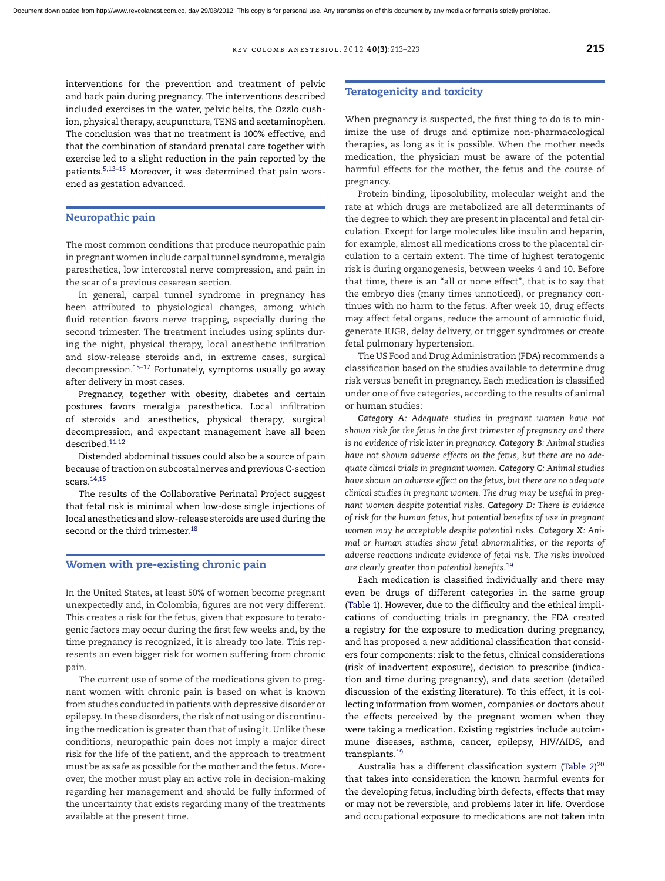interventions for the prevention and treatment of pelvic and back pain during pregnancy. The interventions described included exercises in the water, pelvic belts, the Ozzlo cushion, physical therapy, acupuncture, TENS and acetaminophen. The conclusion was that no treatment is 100% effective, and that the combination of standard prenatal care together with exercise led to a slight reduction in the pain reported by the patients.[5,13–15] Moreover, it was determined that pain worsened as gestation advanced.

## Neuropathic pain

The most common conditions that produce neuropathic pain in pregnant women include carpal tunnel syndrome, meralgia paresthetica, low intercostal nerve compression, and pain in the scar of a previous cesarean section.

In general, carpal tunnel syndrome in pregnancy has been attributed to physiological changes, among which fluid retention favors nerve trapping, especially during the second trimester. The treatment includes using splints during the night, physical therapy, local anesthetic infiltration and slow-release steroids and, in extreme cases, surgical decompression.[15–17] Fortunately, symptoms usually go away after delivery in most cases.

Pregnancy, together with obesity, diabetes and certain postures favors meralgia paresthetica. Local infiltration of steroids and anesthetics, physical therapy, surgical decompression, and expectant management have all been described.[11,12]

Distended abdominal tissues could also be a source of pain because of traction on subcostal nerves and previous C-section scars.[14,15]

The results of the Collaborative Perinatal Project suggest that fetal risk is minimal when low-dose single injections of local anesthetics and slow-release steroids are used during the second or the third trimester.[18]

## Women with pre-existing chronic pain

In the United States, at least 50% of women become pregnant unexpectedly and, in Colombia, figures are not very different. This creates a risk for the fetus, given that exposure to teratogenic factors may occur during the first few weeks and, by the time pregnancy is recognized, it is already too late. This represents an even bigger risk for women suffering from chronic pain.

The current use of some of the medications given to pregnant women with chronic pain is based on what is known from studies conducted in patients with depressive disorder or epilepsy. In these disorders, the risk of not using or discontinuing the medication is greater than that of using it. Unlike these conditions, neuropathic pain does not imply a major direct risk for the life of the patient, and the approach to treatment must be as safe as possible for the mother and the fetus. Moreover, the mother must play an active role in decision-making regarding her management and should be fully informed of the uncertainty that exists regarding many of the treatments available at the present time.

## Teratogenicity and toxicity

When pregnancy is suspected, the first thing to do is to minimize the use of drugs and optimize non-pharmacological therapies, as long as it is possible. When the mother needs medication, the physician must be aware of the potential harmful effects for the mother, the fetus and the course of pregnancy.

Protein binding, liposolubility, molecular weight and the rate at which drugs are metabolized are all determinants of the degree to which they are present in placental and fetal circulation. Except for large molecules like insulin and heparin, for example, almost all medications cross to the placental circulation to a certain extent. The time of highest teratogenic risk is during organogenesis, between weeks 4 and 10. Before that time, there is an "all or none effect", that is to say that the embryo dies (many times unnoticed), or pregnancy continues with no harm to the fetus. After week 10, drug effects may affect fetal organs, reduce the amount of amniotic fluid, generate IUGR, delay delivery, or trigger syndromes or create fetal pulmonary hypertension.

The US Food and Drug Administration (FDA) recommends a classification based on the studies available to determine drug risk versus benefit in pregnancy. Each medication is classified under one of five categories, according to the results of animal or human studies:

*Category A: Adequate studies in pregnant women have not shown risk for the fetus in the first trimester of pregnancy and there is no evidence of risk later in pregnancy.* ***Category B****: Animal studies have not shown adverse effects on the fetus, but there are no adequate clinical trials in pregnant women.* ***Category C****: Animal studies have shown an adverse effect on the fetus, but there are no adequate clinical studies in pregnant women. The drug may be useful in pregnant women despite potential risks.* ***Category D****: There is evidence of risk for the human fetus, but potential benefits of use in pregnant women may be acceptable despite potential risks.* ***Category X****: Animal or human studies show fetal abnormalities, or the reports of adverse reactions indicate evidence of fetal risk. The risks involved are clearly greater than potential benefits.*[19]

Each medication is classified individually and there may even be drugs of different categories in the same group (Table 1). However, due to the difficulty and the ethical implications of conducting trials in pregnancy, the FDA created a registry for the exposure to medication during pregnancy, and has proposed a new additional classification that considers four components: risk to the fetus, clinical considerations (risk of inadvertent exposure), decision to prescribe (indication and time during pregnancy), and data section (detailed discussion of the existing literature). To this effect, it is collecting information from women, companies or doctors about the effects perceived by the pregnant women when they were taking a medication. Existing registries include autoimmune diseases, asthma, cancer, epilepsy, HIV/AIDS, and transplants.[19]

Australia has a different classification system (Table 2)[20] that takes into consideration the known harmful events for the developing fetus, including birth defects, effects that may or may not be reversible, and problems later in life. Overdose and occupational exposure to medications are not taken into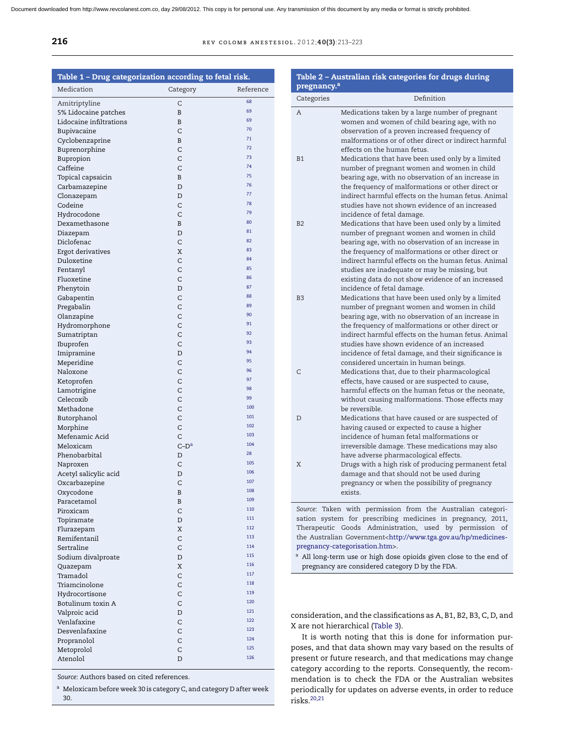**Table 1 – Drug categorization according to fetal risk.**

| Medication | Category | Reference |
|---|---|---|
| Amitriptyline | C | 68 |
| 5% Lidocaine patches | B | 69 |
| Lidocaine infiltrations | B | 69 |
| Bupivacaine | C | 70 |
| Cyclobenzaprine | B | 71 |
| Buprenorphine | C | 72 |
| Bupropion | C | 73 |
| Caffeine | C | 74 |
| Topical capsaicin | B | 75 |
| Carbamazepine | D | 76 |
| Clonazepam | D | 77 |
| Codeine | C | 78 |
| Hydrocodone | C | 79 |
| Dexamethasone | B | 80 |
| Diazepam | D | 81 |
| Diclofenac | C | 82 |
| Ergot derivatives | X | 83 |
| Duloxetine | C | 84 |
| Fentanyl | C | 85 |
| Fluoxetine | C | 86 |
| Phenytoin | D | 87 |
| Gabapentin | C | 88 |
| Pregabalin | C | 89 |
| Olanzapine | C | 90 |
| Hydromorphone | C | 91 |
| Sumatriptan | C | 92 |
| Ibuprofen | C | 93 |
| Imipramine | D | 94 |
| Meperidine | C | 95 |
| Naloxone | C | 96 |
| Ketoprofen | C | 97 |
| Lamotrigine | C | 98 |
| Celecoxib | C | 99 |
| Methadone | C | 100 |
| Butorphanol | C | 101 |
| Morphine | C | 102 |
| Mefenamic Acid | C | 103 |
| Meloxicam | C–D[a] | 104 |
| Phenobarbital | D | 28 |
| Naproxen | C | 105 |
| Acetyl salicylic acid | D | 106 |
| Oxcarbazepine | C | 107 |
| Oxycodone | B | 108 |
| Paracetamol | B | 109 |
| Piroxicam | C | 110 |
| Topiramate | D | 111 |
| Flurazepam | X | 112 |
| Remifentanil | C | 113 |
| Sertraline | C | 114 |
| Sodium divalproate | D | 115 |
| Quazepam | X | 116 |
| Tramadol | C | 117 |
| Triamcinolone | C | 118 |
| Hydrocortisone | C | 119 |
| Botulinum toxin A | C | 120 |
| Valproic acid | D | 121 |
| Venlafaxine | C | 122 |
| Desvenlafaxine | C | 123 |
| Propranolol | C | 124 |
| Metoprolol | C | 125 |
| Atenolol | D | 126 |

*Source*: Authors based on cited references.

[a] Meloxicam before week 30 is category C, and category D after week 30.

**Table 2 – Australian risk categories for drugs during pregnancy.[a]**

| Categories | Definition |
|---|---|
| A | Medications taken by a large number of pregnant women and women of child bearing age, with no observation of a proven increased frequency of malformations or of other direct or indirect harmful effects on the human fetus. |
| B1 | Medications that have been used only by a limited number of pregnant women and women in child bearing age, with no observation of an increase in the frequency of malformations or other direct or indirect harmful effects on the human fetus. Animal studies have not shown evidence of an increased incidence of fetal damage. |
| B2 | Medications that have been used only by a limited number of pregnant women and women in child bearing age, with no observation of an increase in the frequency of malformations or other direct or indirect harmful effects on the human fetus. Animal studies are inadequate or may be missing, but existing data do not show evidence of an increased incidence of fetal damage. |
| B3 | Medications that have been used only by a limited number of pregnant women and women in child bearing age, with no observation of an increase in the frequency of malformations or other direct or indirect harmful effects on the human fetus. Animal studies have shown evidence of an increased incidence of fetal damage, and their significance is considered uncertain in human beings. |
| C | Medications that, due to their pharmacological effects, have caused or are suspected to cause, harmful effects on the human fetus or the neonate, without causing malformations. Those effects may be reversible. |
| D | Medications that have caused or are suspected of having caused or expected to cause a higher incidence of human fetal malformations or irreversible damage. These medications may also have adverse pharmacological effects. |
| X | Drugs with a high risk of producing permanent fetal damage and that should not be used during pregnancy or when the possibility of pregnancy exists. |

*Source*: Taken with permission from the Australian categorisation system for prescribing medicines in pregnancy, 2011, Therapeutic Goods Administration, used by permission of the Australian Government<http://www.tga.gov.au/hp/medicines-pregnancy-categorisation.htm>.

[a] All long-term use or high dose opioids given close to the end of pregnancy are considered category D by the FDA.

consideration, and the classifications as A, B1, B2, B3, C, D, and X are not hierarchical (Table 3).

It is worth noting that this is done for information purposes, and that data shown may vary based on the results of present or future research, and that medications may change category according to the reports. Consequently, the recommendation is to check the FDA or the Australian websites periodically for updates on adverse events, in order to reduce risks.[20,21]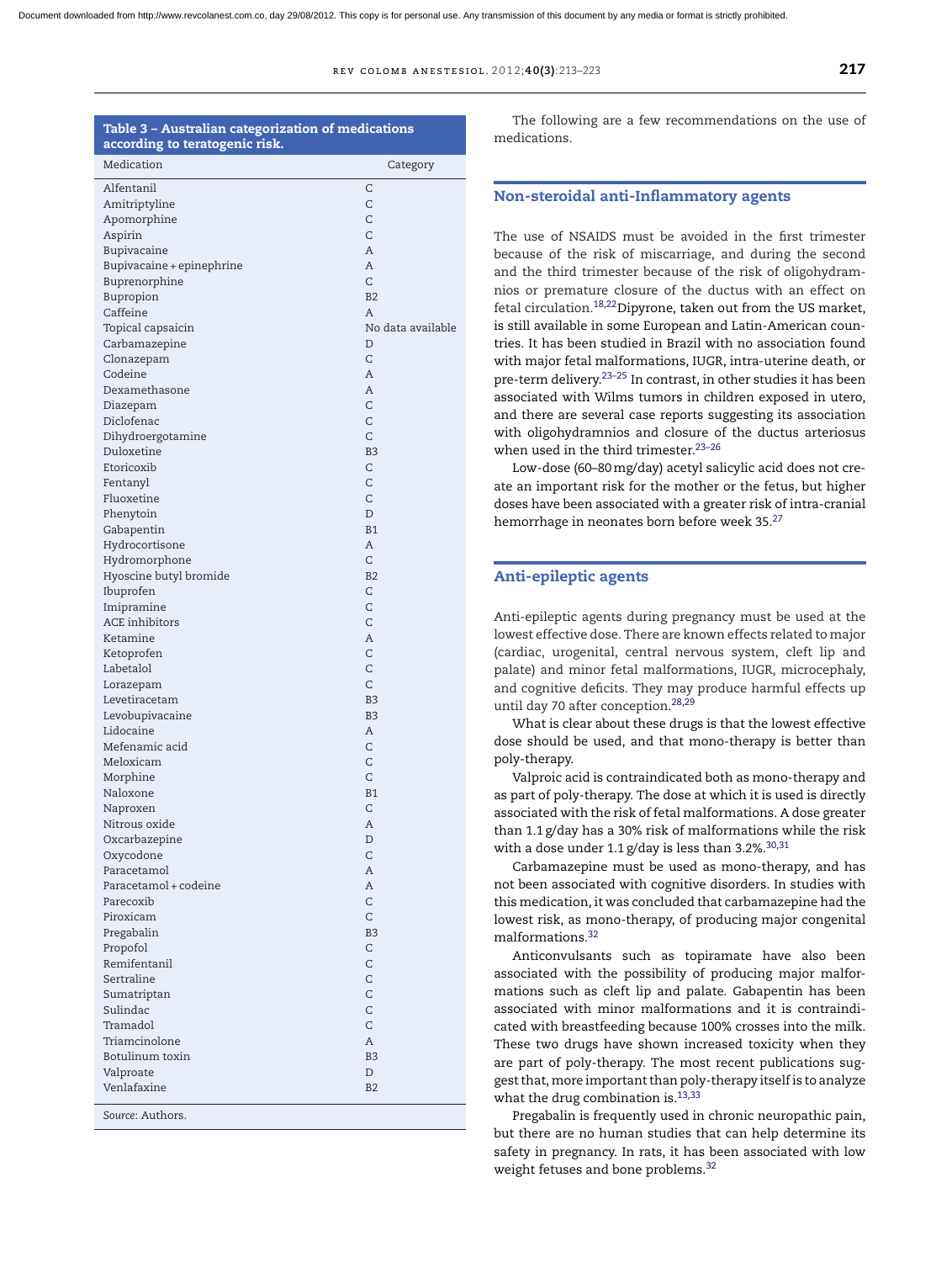**Table 3 – Australian categorization of medications according to teratogenic risk.**

| Medication | Category |
|---|---|
| Alfentanil | C |
| Amitriptyline | C |
| Apomorphine | C |
| Aspirin | C |
| Bupivacaine | A |
| Bupivacaine + epinephrine | A |
| Buprenorphine | C |
| Bupropion | B2 |
| Caffeine | A |
| Topical capsaicin | No data available |
| Carbamazepine | D |
| Clonazepam | C |
| Codeine | A |
| Dexamethasone | A |
| Diazepam | C |
| Diclofenac | C |
| Dihydroergotamine | C |
| Duloxetine | B3 |
| Etoricoxib | C |
| Fentanyl | C |
| Fluoxetine | C |
| Phenytoin | D |
| Gabapentin | B1 |
| Hydrocortisone | A |
| Hydromorphone | C |
| Hyoscine butyl bromide | B2 |
| Ibuprofen | C |
| Imipramine | C |
| ACE inhibitors | C |
| Ketamine | A |
| Ketoprofen | C |
| Labetalol | C |
| Lorazepam | C |
| Levetiracetam | B3 |
| Levobupivacaine | B3 |
| Lidocaine | A |
| Mefenamic acid | C |
| Meloxicam | C |
| Morphine | C |
| Naloxone | B1 |
| Naproxen | C |
| Nitrous oxide | A |
| Oxcarbazepine | D |
| Oxycodone | C |
| Paracetamol | A |
| Paracetamol + codeine | A |
| Parecoxib | C |
| Piroxicam | C |
| Pregabalin | B3 |
| Propofol | C |
| Remifentanil | C |
| Sertraline | C |
| Sumatriptan | C |
| Sulindac | C |
| Tramadol | C |
| Triamcinolone | A |
| Botulinum toxin | B3 |
| Valproate | D |
| Venlafaxine | B2 |

*Source*: Authors.

The following are a few recommendations on the use of medications.

## Non-steroidal anti-Inflammatory agents

The use of NSAIDS must be avoided in the first trimester because of the risk of miscarriage, and during the second and the third trimester because of the risk of oligohydramnios or premature closure of the ductus with an effect on fetal circulation.[18,22] Dipyrone, taken out from the US market, is still available in some European and Latin-American countries. It has been studied in Brazil with no association found with major fetal malformations, IUGR, intra-uterine death, or pre-term delivery.[23–25] In contrast, in other studies it has been associated with Wilms tumors in children exposed in utero, and there are several case reports suggesting its association with oligohydramnios and closure of the ductus arteriosus when used in the third trimester.[23–26]

Low-dose (60–80 mg/day) acetyl salicylic acid does not create an important risk for the mother or the fetus, but higher doses have been associated with a greater risk of intra-cranial hemorrhage in neonates born before week 35.[27]

## Anti-epileptic agents

Anti-epileptic agents during pregnancy must be used at the lowest effective dose. There are known effects related to major (cardiac, urogenital, central nervous system, cleft lip and palate) and minor fetal malformations, IUGR, microcephaly, and cognitive deficits. They may produce harmful effects up until day 70 after conception.[28,29]

What is clear about these drugs is that the lowest effective dose should be used, and that mono-therapy is better than poly-therapy.

Valproic acid is contraindicated both as mono-therapy and as part of poly-therapy. The dose at which it is used is directly associated with the risk of fetal malformations. A dose greater than 1.1 g/day has a 30% risk of malformations while the risk with a dose under 1.1 g/day is less than 3.2%.[30,31]

Carbamazepine must be used as mono-therapy, and has not been associated with cognitive disorders. In studies with this medication, it was concluded that carbamazepine had the lowest risk, as mono-therapy, of producing major congenital malformations.[32]

Anticonvulsants such as topiramate have also been associated with the possibility of producing major malformations such as cleft lip and palate. Gabapentin has been associated with minor malformations and it is contraindicated with breastfeeding because 100% crosses into the milk. These two drugs have shown increased toxicity when they are part of poly-therapy. The most recent publications suggest that, more important than poly-therapy itself is to analyze what the drug combination is.[13,33]

Pregabalin is frequently used in chronic neuropathic pain, but there are no human studies that can help determine its safety in pregnancy. In rats, it has been associated with low weight fetuses and bone problems.[32]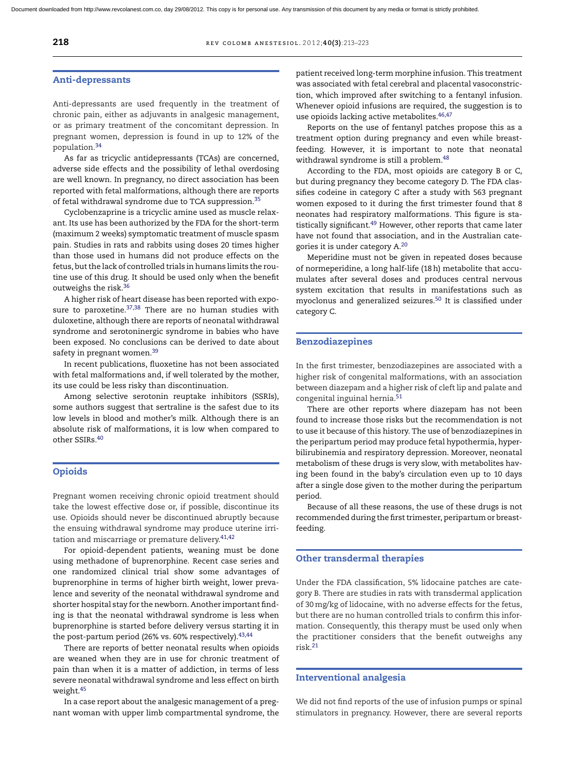## Anti-depressants

Anti-depressants are used frequently in the treatment of chronic pain, either as adjuvants in analgesic management, or as primary treatment of the concomitant depression. In pregnant women, depression is found in up to 12% of the population.[34]

As far as tricyclic antidepressants (TCAs) are concerned, adverse side effects and the possibility of lethal overdosing are well known. In pregnancy, no direct association has been reported with fetal malformations, although there are reports of fetal withdrawal syndrome due to TCA suppression.[35]

Cyclobenzaprine is a tricyclic amine used as muscle relaxant. Its use has been authorized by the FDA for the short-term (maximum 2 weeks) symptomatic treatment of muscle spasm pain. Studies in rats and rabbits using doses 20 times higher than those used in humans did not produce effects on the fetus, but the lack of controlled trials in humans limits the routine use of this drug. It should be used only when the benefit outweighs the risk.[36]

A higher risk of heart disease has been reported with exposure to paroxetine.[37,38] There are no human studies with duloxetine, although there are reports of neonatal withdrawal syndrome and serotoninergic syndrome in babies who have been exposed. No conclusions can be derived to date about safety in pregnant women.[39]

In recent publications, fluoxetine has not been associated with fetal malformations and, if well tolerated by the mother, its use could be less risky than discontinuation.

Among selective serotonin reuptake inhibitors (SSRIs), some authors suggest that sertraline is the safest due to its low levels in blood and mother's milk. Although there is an absolute risk of malformations, it is low when compared to other SSIRs.[40]

## Opioids

Pregnant women receiving chronic opioid treatment should take the lowest effective dose or, if possible, discontinue its use. Opioids should never be discontinued abruptly because the ensuing withdrawal syndrome may produce uterine irritation and miscarriage or premature delivery.[41,42]

For opioid-dependent patients, weaning must be done using methadone of buprenorphine. Recent case series and one randomized clinical trial show some advantages of buprenorphine in terms of higher birth weight, lower prevalence and severity of the neonatal withdrawal syndrome and shorter hospital stay for the newborn. Another important finding is that the neonatal withdrawal syndrome is less when buprenorphine is started before delivery versus starting it in the post-partum period (26% vs. 60% respectively).[43,44]

There are reports of better neonatal results when opioids are weaned when they are in use for chronic treatment of pain than when it is a matter of addiction, in terms of less severe neonatal withdrawal syndrome and less effect on birth weight.[45]

In a case report about the analgesic management of a pregnant woman with upper limb compartmental syndrome, the patient received long-term morphine infusion. This treatment was associated with fetal cerebral and placental vasoconstriction, which improved after switching to a fentanyl infusion. Whenever opioid infusions are required, the suggestion is to use opioids lacking active metabolites.[46,47]

Reports on the use of fentanyl patches propose this as a treatment option during pregnancy and even while breastfeeding. However, it is important to note that neonatal withdrawal syndrome is still a problem.[48]

According to the FDA, most opioids are category B or C, but during pregnancy they become category D. The FDA classifies codeine in category C after a study with 563 pregnant women exposed to it during the first trimester found that 8 neonates had respiratory malformations. This figure is statistically significant.[49] However, other reports that came later have not found that association, and in the Australian categories it is under category A.[20]

Meperidine must not be given in repeated doses because of normeperidine, a long half-life (18 h) metabolite that accumulates after several doses and produces central nervous system excitation that results in manifestations such as myoclonus and generalized seizures.[50] It is classified under category C.

## Benzodiazepines

In the first trimester, benzodiazepines are associated with a higher risk of congenital malformations, with an association between diazepam and a higher risk of cleft lip and palate and congenital inguinal hernia.[51]

There are other reports where diazepam has not been found to increase those risks but the recommendation is not to use it because of this history. The use of benzodiazepines in the peripartum period may produce fetal hypothermia, hyperbilirubinemia and respiratory depression. Moreover, neonatal metabolism of these drugs is very slow, with metabolites having been found in the baby's circulation even up to 10 days after a single dose given to the mother during the peripartum period.

Because of all these reasons, the use of these drugs is not recommended during the first trimester, peripartum or breastfeeding.

## Other transdermal therapies

Under the FDA classification, 5% lidocaine patches are category B. There are studies in rats with transdermal application of 30 mg/kg of lidocaine, with no adverse effects for the fetus, but there are no human controlled trials to confirm this information. Consequently, this therapy must be used only when the practitioner considers that the benefit outweighs any risk.[21]

## Interventional analgesia

We did not find reports of the use of infusion pumps or spinal stimulators in pregnancy. However, there are several reports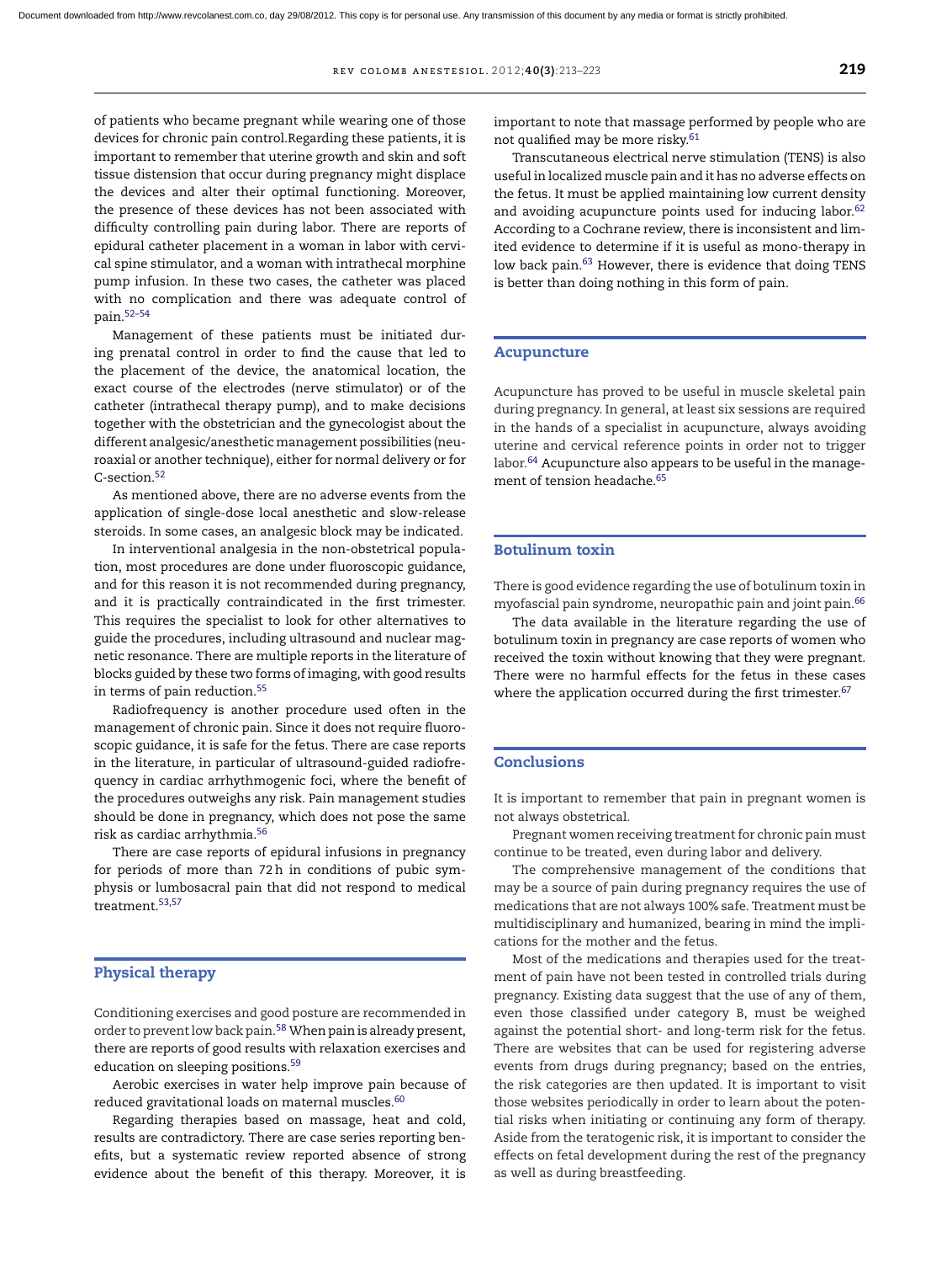of patients who became pregnant while wearing one of those devices for chronic pain control.Regarding these patients, it is important to remember that uterine growth and skin and soft tissue distension that occur during pregnancy might displace the devices and alter their optimal functioning. Moreover, the presence of these devices has not been associated with difficulty controlling pain during labor. There are reports of epidural catheter placement in a woman in labor with cervical spine stimulator, and a woman with intrathecal morphine pump infusion. In these two cases, the catheter was placed with no complication and there was adequate control of pain.[52–54]

Management of these patients must be initiated during prenatal control in order to find the cause that led to the placement of the device, the anatomical location, the exact course of the electrodes (nerve stimulator) or of the catheter (intrathecal therapy pump), and to make decisions together with the obstetrician and the gynecologist about the different analgesic/anesthetic management possibilities (neuroaxial or another technique), either for normal delivery or for C-section.[52]

As mentioned above, there are no adverse events from the application of single-dose local anesthetic and slow-release steroids. In some cases, an analgesic block may be indicated.

In interventional analgesia in the non-obstetrical population, most procedures are done under fluoroscopic guidance, and for this reason it is not recommended during pregnancy, and it is practically contraindicated in the first trimester. This requires the specialist to look for other alternatives to guide the procedures, including ultrasound and nuclear magnetic resonance. There are multiple reports in the literature of blocks guided by these two forms of imaging, with good results in terms of pain reduction.[55]

Radiofrequency is another procedure used often in the management of chronic pain. Since it does not require fluoroscopic guidance, it is safe for the fetus. There are case reports in the literature, in particular of ultrasound-guided radiofrequency in cardiac arrhythmogenic foci, where the benefit of the procedures outweighs any risk. Pain management studies should be done in pregnancy, which does not pose the same risk as cardiac arrhythmia.[56]

There are case reports of epidural infusions in pregnancy for periods of more than 72 h in conditions of pubic symphysis or lumbosacral pain that did not respond to medical treatment.[53,57]

## Physical therapy

Conditioning exercises and good posture are recommended in order to prevent low back pain.[58] When pain is already present, there are reports of good results with relaxation exercises and education on sleeping positions.[59]

Aerobic exercises in water help improve pain because of reduced gravitational loads on maternal muscles.[60]

Regarding therapies based on massage, heat and cold, results are contradictory. There are case series reporting benefits, but a systematic review reported absence of strong evidence about the benefit of this therapy. Moreover, it is important to note that massage performed by people who are not qualified may be more risky.[61]

Transcutaneous electrical nerve stimulation (TENS) is also useful in localized muscle pain and it has no adverse effects on the fetus. It must be applied maintaining low current density and avoiding acupuncture points used for inducing labor.[62] According to a Cochrane review, there is inconsistent and limited evidence to determine if it is useful as mono-therapy in low back pain.[63] However, there is evidence that doing TENS is better than doing nothing in this form of pain.

## Acupuncture

Acupuncture has proved to be useful in muscle skeletal pain during pregnancy. In general, at least six sessions are required in the hands of a specialist in acupuncture, always avoiding uterine and cervical reference points in order not to trigger labor.[64] Acupuncture also appears to be useful in the management of tension headache.[65]

## Botulinum toxin

There is good evidence regarding the use of botulinum toxin in myofascial pain syndrome, neuropathic pain and joint pain.[66]

The data available in the literature regarding the use of botulinum toxin in pregnancy are case reports of women who received the toxin without knowing that they were pregnant. There were no harmful effects for the fetus in these cases where the application occurred during the first trimester.[67]

## Conclusions

It is important to remember that pain in pregnant women is not always obstetrical.

Pregnant women receiving treatment for chronic pain must continue to be treated, even during labor and delivery.

The comprehensive management of the conditions that may be a source of pain during pregnancy requires the use of medications that are not always 100% safe. Treatment must be multidisciplinary and humanized, bearing in mind the implications for the mother and the fetus.

Most of the medications and therapies used for the treatment of pain have not been tested in controlled trials during pregnancy. Existing data suggest that the use of any of them, even those classified under category B, must be weighed against the potential short- and long-term risk for the fetus. There are websites that can be used for registering adverse events from drugs during pregnancy; based on the entries, the risk categories are then updated. It is important to visit those websites periodically in order to learn about the potential risks when initiating or continuing any form of therapy. Aside from the teratogenic risk, it is important to consider the effects on fetal development during the rest of the pregnancy as well as during breastfeeding.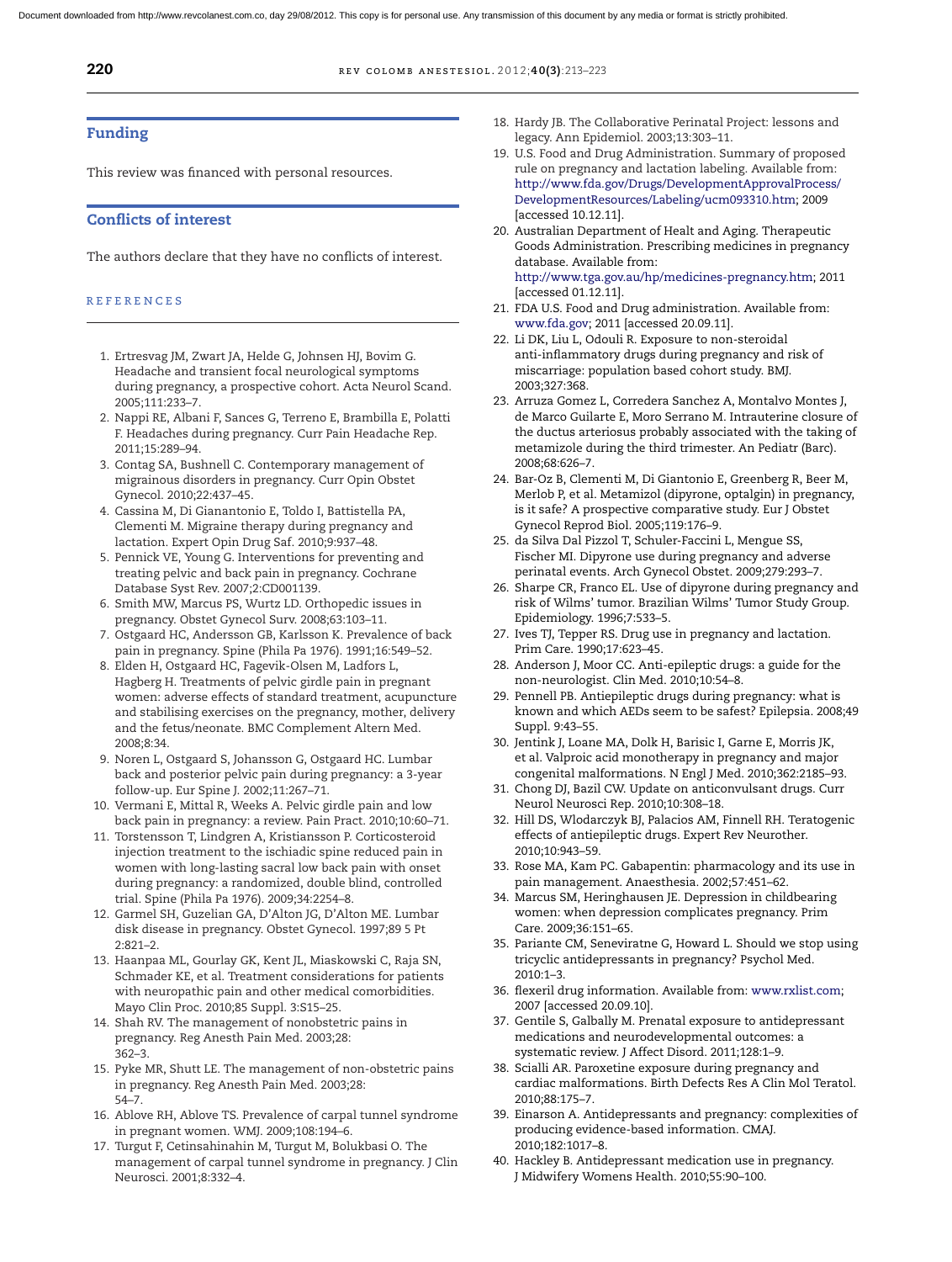## Funding

This review was financed with personal resources.

## Conflicts of interest

The authors declare that they have no conflicts of interest.

## REFERENCES

1. Ertresvag JM, Zwart JA, Helde G, Johnsen HJ, Bovim G. Headache and transient focal neurological symptoms during pregnancy, a prospective cohort. Acta Neurol Scand. 2005;111:233–7.
2. Nappi RE, Albani F, Sances G, Terreno E, Brambilla E, Polatti F. Headaches during pregnancy. Curr Pain Headache Rep. 2011;15:289–94.
3. Contag SA, Bushnell C. Contemporary management of migrainous disorders in pregnancy. Curr Opin Obstet Gynecol. 2010;22:437–45.
4. Cassina M, Di Gianantonio E, Toldo I, Battistella PA, Clementi M. Migraine therapy during pregnancy and lactation. Expert Opin Drug Saf. 2010;9:937–48.
5. Pennick VE, Young G. Interventions for preventing and treating pelvic and back pain in pregnancy. Cochrane Database Syst Rev. 2007;2:CD001139.
6. Smith MW, Marcus PS, Wurtz LD. Orthopedic issues in pregnancy. Obstet Gynecol Surv. 2008;63:103–11.
7. Ostgaard HC, Andersson GB, Karlsson K. Prevalence of back pain in pregnancy. Spine (Phila Pa 1976). 1991;16:549–52.
8. Elden H, Ostgaard HC, Fagevik-Olsen M, Ladfors L, Hagberg H. Treatments of pelvic girdle pain in pregnant women: adverse effects of standard treatment, acupuncture and stabilising exercises on the pregnancy, mother, delivery and the fetus/neonate. BMC Complement Altern Med. 2008;8:34.
9. Noren L, Ostgaard S, Johansson G, Ostgaard HC. Lumbar back and posterior pelvic pain during pregnancy: a 3-year follow-up. Eur Spine J. 2002;11:267–71.
10. Vermani E, Mittal R, Weeks A. Pelvic girdle pain and low back pain in pregnancy: a review. Pain Pract. 2010;10:60–71.
11. Torstensson T, Lindgren A, Kristiansson P. Corticosteroid injection treatment to the ischiadic spine reduced pain in women with long-lasting sacral low back pain with onset during pregnancy: a randomized, double blind, controlled trial. Spine (Phila Pa 1976). 2009;34:2254–8.
12. Garmel SH, Guzelian GA, D'Alton JG, D'Alton ME. Lumbar disk disease in pregnancy. Obstet Gynecol. 1997;89 5 Pt 2:821–2.
13. Haanpaa ML, Gourlay GK, Kent JL, Miaskowski C, Raja SN, Schmader KE, et al. Treatment considerations for patients with neuropathic pain and other medical comorbidities. Mayo Clin Proc. 2010;85 Suppl. 3:S15–25.
14. Shah RV. The management of nonobstetric pains in pregnancy. Reg Anesth Pain Med. 2003;28: 362–3.
15. Pyke MR, Shutt LE. The management of non-obstetric pains in pregnancy. Reg Anesth Pain Med. 2003;28: 54–7.
16. Ablove RH, Ablove TS. Prevalence of carpal tunnel syndrome in pregnant women. WMJ. 2009;108:194–6.
17. Turgut F, Cetinsahinahin M, Turgut M, Bolukbasi O. The management of carpal tunnel syndrome in pregnancy. J Clin Neurosci. 2001;8:332–4.
18. Hardy JB. The Collaborative Perinatal Project: lessons and legacy. Ann Epidemiol. 2003;13:303–11.
19. U.S. Food and Drug Administration. Summary of proposed rule on pregnancy and lactation labeling. Available from: http://www.fda.gov/Drugs/DevelopmentApprovalProcess/DevelopmentResources/Labeling/ucm093310.htm; 2009 [accessed 10.12.11].
20. Australian Department of Healt and Aging. Therapeutic Goods Administration. Prescribing medicines in pregnancy database. Available from: http://www.tga.gov.au/hp/medicines-pregnancy.htm; 2011 [accessed 01.12.11].
21. FDA U.S. Food and Drug administration. Available from: www.fda.gov; 2011 [accessed 20.09.11].
22. Li DK, Liu L, Odouli R. Exposure to non-steroidal anti-inflammatory drugs during pregnancy and risk of miscarriage: population based cohort study. BMJ. 2003;327:368.
23. Arruza Gomez L, Corredera Sanchez A, Montalvo Montes J, de Marco Guilarte E, Moro Serrano M. Intrauterine closure of the ductus arteriosus probably associated with the taking of metamizole during the third trimester. An Pediatr (Barc). 2008;68:626–7.
24. Bar-Oz B, Clementi M, Di Giantonio E, Greenberg R, Beer M, Merlob P, et al. Metamizol (dipyrone, optalgin) in pregnancy, is it safe? A prospective comparative study. Eur J Obstet Gynecol Reprod Biol. 2005;119:176–9.
25. da Silva Dal Pizzol T, Schuler-Faccini L, Mengue SS, Fischer MI. Dipyrone use during pregnancy and adverse perinatal events. Arch Gynecol Obstet. 2009;279:293–7.
26. Sharpe CR, Franco EL. Use of dipyrone during pregnancy and risk of Wilms' tumor. Brazilian Wilms' Tumor Study Group. Epidemiology. 1996;7:533–5.
27. Ives TJ, Tepper RS. Drug use in pregnancy and lactation. Prim Care. 1990;17:623–45.
28. Anderson J, Moor CC. Anti-epileptic drugs: a guide for the non-neurologist. Clin Med. 2010;10:54–8.
29. Pennell PB. Antiepileptic drugs during pregnancy: what is known and which AEDs seem to be safest? Epilepsia. 2008;49 Suppl. 9:43–55.
30. Jentink J, Loane MA, Dolk H, Barisic I, Garne E, Morris JK, et al. Valproic acid monotherapy in pregnancy and major congenital malformations. N Engl J Med. 2010;362:2185–93.
31. Chong DJ, Bazil CW. Update on anticonvulsant drugs. Curr Neurol Neurosci Rep. 2010;10:308–18.
32. Hill DS, Wlodarczyk BJ, Palacios AM, Finnell RH. Teratogenic effects of antiepileptic drugs. Expert Rev Neurother. 2010;10:943–59.
33. Rose MA, Kam PC. Gabapentin: pharmacology and its use in pain management. Anaesthesia. 2002;57:451–62.
34. Marcus SM, Heringhausen JE. Depression in childbearing women: when depression complicates pregnancy. Prim Care. 2009;36:151–65.
35. Pariante CM, Seneviratne G, Howard L. Should we stop using tricyclic antidepressants in pregnancy? Psychol Med. 2010:1–3.
36. flexeril drug information. Available from: www.rxlist.com; 2007 [accessed 20.09.10].
37. Gentile S, Galbally M. Prenatal exposure to antidepressant medications and neurodevelopmental outcomes: a systematic review. J Affect Disord. 2011;128:1–9.
38. Scialli AR. Paroxetine exposure during pregnancy and cardiac malformations. Birth Defects Res A Clin Mol Teratol. 2010;88:175–7.
39. Einarson A. Antidepressants and pregnancy: complexities of producing evidence-based information. CMAJ. 2010;182:1017–8.
40. Hackley B. Antidepressant medication use in pregnancy. J Midwifery Womens Health. 2010;55:90–100.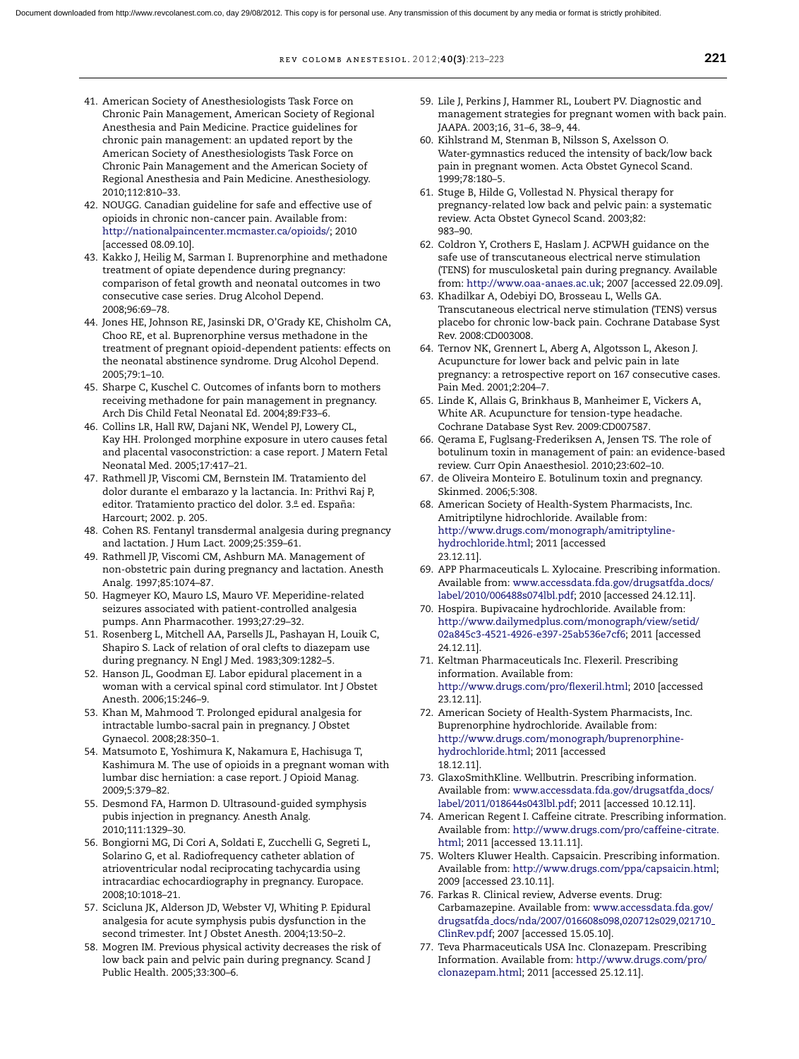41. American Society of Anesthesiologists Task Force on Chronic Pain Management, American Society of Regional Anesthesia and Pain Medicine. Practice guidelines for chronic pain management: an updated report by the American Society of Anesthesiologists Task Force on Chronic Pain Management and the American Society of Regional Anesthesia and Pain Medicine. Anesthesiology. 2010;112:810–33.
42. NOUGG. Canadian guideline for safe and effective use of opioids in chronic non-cancer pain. Available from: http://nationalpaincenter.mcmaster.ca/opioids/; 2010 [accessed 08.09.10].
43. Kakko J, Heilig M, Sarman I. Buprenorphine and methadone treatment of opiate dependence during pregnancy: comparison of fetal growth and neonatal outcomes in two consecutive case series. Drug Alcohol Depend. 2008;96:69–78.
44. Jones HE, Johnson RE, Jasinski DR, O'Grady KE, Chisholm CA, Choo RE, et al. Buprenorphine versus methadone in the treatment of pregnant opioid-dependent patients: effects on the neonatal abstinence syndrome. Drug Alcohol Depend. 2005;79:1–10.
45. Sharpe C, Kuschel C. Outcomes of infants born to mothers receiving methadone for pain management in pregnancy. Arch Dis Child Fetal Neonatal Ed. 2004;89:F33–6.
46. Collins LR, Hall RW, Dajani NK, Wendel PJ, Lowery CL, Kay HH. Prolonged morphine exposure in utero causes fetal and placental vasoconstriction: a case report. J Matern Fetal Neonatal Med. 2005;17:417–21.
47. Rathmell JP, Viscomi CM, Bernstein IM. Tratamiento del dolor durante el embarazo y la lactancia. In: Prithvi Raj P, editor. Tratamiento practico del dolor. 3.ª ed. España: Harcourt; 2002. p. 205.
48. Cohen RS. Fentanyl transdermal analgesia during pregnancy and lactation. J Hum Lact. 2009;25:359–61.
49. Rathmell JP, Viscomi CM, Ashburn MA. Management of non-obstetric pain during pregnancy and lactation. Anesth Analg. 1997;85:1074–87.
50. Hagmeyer KO, Mauro LS, Mauro VF. Meperidine-related seizures associated with patient-controlled analgesia pumps. Ann Pharmacother. 1993;27:29–32.
51. Rosenberg L, Mitchell AA, Parsells JL, Pashayan H, Louik C, Shapiro S. Lack of relation of oral clefts to diazepam use during pregnancy. N Engl J Med. 1983;309:1282–5.
52. Hanson JL, Goodman EJ. Labor epidural placement in a woman with a cervical spinal cord stimulator. Int J Obstet Anesth. 2006;15:246–9.
53. Khan M, Mahmood T. Prolonged epidural analgesia for intractable lumbo-sacral pain in pregnancy. J Obstet Gynaecol. 2008;28:350–1.
54. Matsumoto E, Yoshimura K, Nakamura E, Hachisuga T, Kashimura M. The use of opioids in a pregnant woman with lumbar disc herniation: a case report. J Opioid Manag. 2009;5:379–82.
55. Desmond FA, Harmon D. Ultrasound-guided symphysis pubis injection in pregnancy. Anesth Analg. 2010;111:1329–30.
56. Bongiorni MG, Di Cori A, Soldati E, Zucchelli G, Segreti L, Solarino G, et al. Radiofrequency catheter ablation of atrioventricular nodal reciprocating tachycardia using intracardiac echocardiography in pregnancy. Europace. 2008;10:1018–21.
57. Scicluna JK, Alderson JD, Webster VJ, Whiting P. Epidural analgesia for acute symphysis pubis dysfunction in the second trimester. Int J Obstet Anesth. 2004;13:50–2.
58. Mogren IM. Previous physical activity decreases the risk of low back pain and pelvic pain during pregnancy. Scand J Public Health. 2005;33:300–6.
59. Lile J, Perkins J, Hammer RL, Loubert PV. Diagnostic and management strategies for pregnant women with back pain. JAAPA. 2003;16, 31–6, 38–9, 44.
60. Kihlstrand M, Stenman B, Nilsson S, Axelsson O. Water-gymnastics reduced the intensity of back/low back pain in pregnant women. Acta Obstet Gynecol Scand. 1999;78:180–5.
61. Stuge B, Hilde G, Vollestad N. Physical therapy for pregnancy-related low back and pelvic pain: a systematic review. Acta Obstet Gynecol Scand. 2003;82: 983–90.
62. Coldron Y, Crothers E, Haslam J. ACPWH guidance on the safe use of transcutaneous electrical nerve stimulation (TENS) for musculoskeletal pain during pregnancy. Available from: http://www.oaa-anaes.ac.uk; 2007 [accessed 22.09.09].
63. Khadilkar A, Odebiyi DO, Brosseau L, Wells GA. Transcutaneous electrical nerve stimulation (TENS) versus placebo for chronic low-back pain. Cochrane Database Syst Rev. 2008:CD003008.
64. Ternov NK, Grennert L, Aberg A, Algotsson L, Akeson J. Acupuncture for lower back and pelvic pain in late pregnancy: a retrospective report on 167 consecutive cases. Pain Med. 2001;2:204–7.
65. Linde K, Allais G, Brinkhaus B, Manheimer E, Vickers A, White AR. Acupuncture for tension-type headache. Cochrane Database Syst Rev. 2009:CD007587.
66. Qerama E, Fuglsang-Frederiksen A, Jensen TS. The role of botulinum toxin in management of pain: an evidence-based review. Curr Opin Anaesthesiol. 2010;23:602–10.
67. de Oliveira Monteiro E. Botulinum toxin and pregnancy. Skinmed. 2006;5:308.
68. American Society of Health-System Pharmacists, Inc. Amitriptilyne hidrochloride. Available from: http://www.drugs.com/monograph/amitriptyline-hydrochloride.html; 2011 [accessed 23.12.11].
69. APP Pharmaceuticals L. Xylocaine. Prescribing information. Available from: www.accessdata.fda.gov/drugsatfda_docs/label/2010/006488s074lbl.pdf; 2010 [accessed 24.12.11].
70. Hospira. Bupivacaine hydrochloride. Available from: http://www.dailymedplus.com/monograph/view/setid/02a845c3-4521-4926-e397-25ab536e7cf6; 2011 [accessed 24.12.11].
71. Keltman Pharmaceuticals Inc. Flexeril. Prescribing information. Available from: http://www.drugs.com/pro/flexeril.html; 2010 [accessed 23.12.11].
72. American Society of Health-System Pharmacists, Inc. Buprenorphine hydrochloride. Available from: http://www.drugs.com/monograph/buprenorphine-hydrochloride.html; 2011 [accessed 18.12.11].
73. GlaxoSmithKline. Wellbutrin. Prescribing information. Available from: www.accessdata.fda.gov/drugsatfda_docs/label/2011/018644s043lbl.pdf; 2011 [accessed 10.12.11].
74. American Regent I. Caffeine citrate. Prescribing information. Available from: http://www.drugs.com/pro/caffeine-citrate.html; 2011 [accessed 13.11.11].
75. Wolters Kluwer Health. Capsaicin. Prescribing information. Available from: http://www.drugs.com/ppa/capsaicin.html; 2009 [accessed 23.10.11].
76. Farkas R. Clinical review, Adverse events. Drug: Carbamazepine. Available from: www.accessdata.fda.gov/drugsatfda_docs/nda/2007/016608s098,020712s029,021710_ClinRev.pdf; 2007 [accessed 15.05.10].
77. Teva Pharmaceuticals USA Inc. Clonazepam. Prescribing Information. Available from: http://www.drugs.com/pro/clonazepam.html; 2011 [accessed 25.12.11].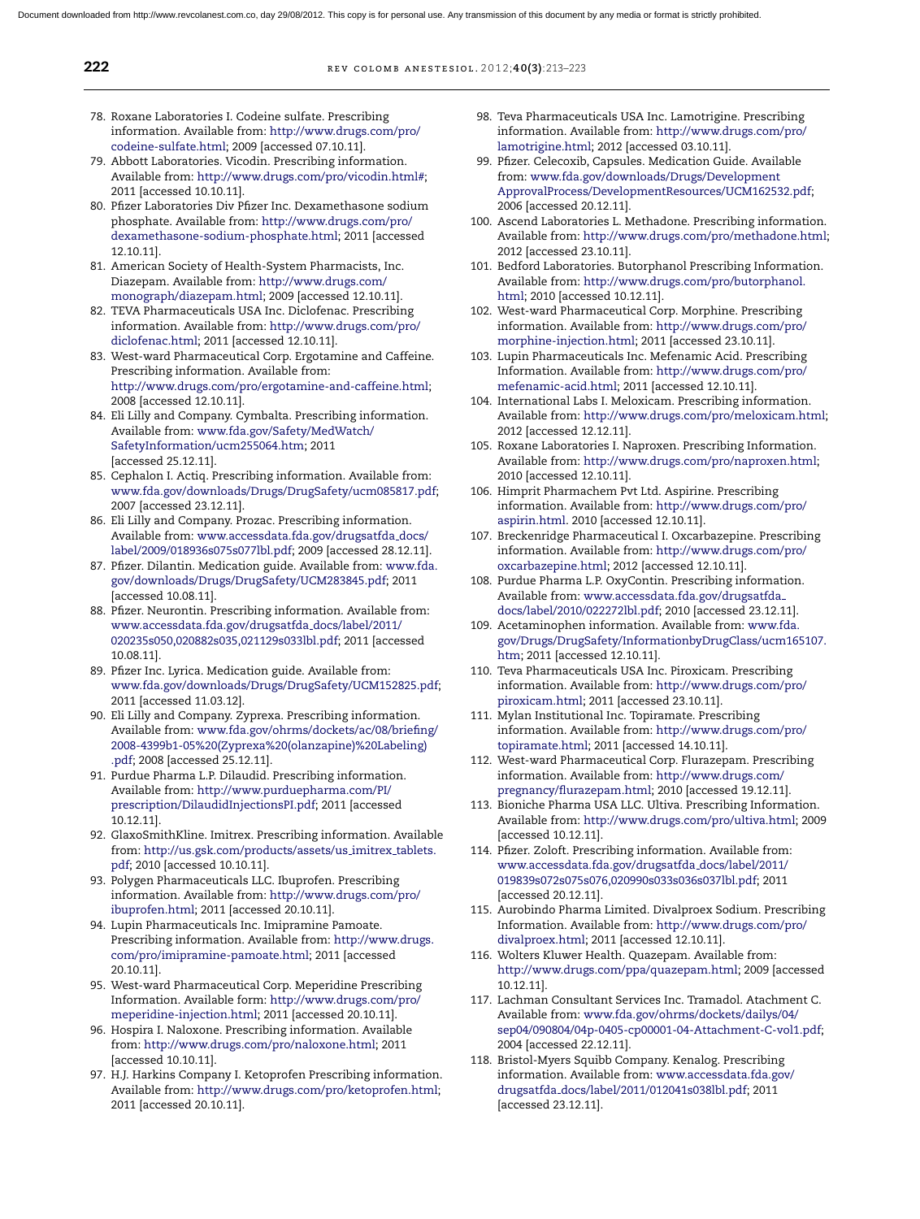78. Roxane Laboratories I. Codeine sulfate. Prescribing information. Available from: http://www.drugs.com/pro/codeine-sulfate.html; 2009 [accessed 07.10.11].
79. Abbott Laboratories. Vicodin. Prescribing information. Available from: http://www.drugs.com/pro/vicodin.html#; 2011 [accessed 10.10.11].
80. Pfizer Laboratories Div Pfizer Inc. Dexamethasone sodium phosphate. Available from: http://www.drugs.com/pro/dexamethasone-sodium-phosphate.html; 2011 [accessed 12.10.11].
81. American Society of Health-System Pharmacists, Inc. Diazepam. Available from: http://www.drugs.com/monograph/diazepam.html; 2009 [accessed 12.10.11].
82. TEVA Pharmaceuticals USA Inc. Diclofenac. Prescribing information. Available from: http://www.drugs.com/pro/diclofenac.html; 2011 [accessed 12.10.11].
83. West-ward Pharmaceutical Corp. Ergotamine and Caffeine. Prescribing information. Available from: http://www.drugs.com/pro/ergotamine-and-caffeine.html; 2008 [accessed 12.10.11].
84. Eli Lilly and Company. Cymbalta. Prescribing information. Available from: www.fda.gov/Safety/MedWatch/SafetyInformation/ucm255064.htm; 2011 [accessed 25.12.11].
85. Cephalon I. Actiq. Prescribing information. Available from: www.fda.gov/downloads/Drugs/DrugSafety/ucm085817.pdf; 2007 [accessed 23.12.11].
86. Eli Lilly and Company. Prozac. Prescribing information. Available from: www.accessdata.fda.gov/drugsatfda_docs/label/2009/018936s075s077lbl.pdf; 2009 [accessed 28.12.11].
87. Pfizer. Dilantin. Medication guide. Available from: www.fda.gov/downloads/Drugs/DrugSafety/UCM283845.pdf; 2011 [accessed 10.08.11].
88. Pfizer. Neurontin. Prescribing information. Available from: www.accessdata.fda.gov/drugsatfda_docs/label/2011/020235s050,020882s035,021129s033lbl.pdf; 2011 [accessed 10.08.11].
89. Pfizer Inc. Lyrica. Medication guide. Available from: www.fda.gov/downloads/Drugs/DrugSafety/UCM152825.pdf; 2011 [accessed 11.03.12].
90. Eli Lilly and Company. Zyprexa. Prescribing information. Available from: www.fda.gov/ohrms/dockets/ac/08/briefing/2008-4399b1-05%20(Zyprexa%20(olanzapine)%20Labeling).pdf; 2008 [accessed 25.12.11].
91. Purdue Pharma L.P. Dilaudid. Prescribing information. Available from: http://www.purduepharma.com/PI/prescription/DilaudidInjectionsPI.pdf; 2011 [accessed 10.12.11].
92. GlaxoSmithKline. Imitrex. Prescribing information. Available from: http://us.gsk.com/products/assets/us_imitrex_tablets.pdf; 2010 [accessed 10.10.11].
93. Polygen Pharmaceuticals LLC. Ibuprofen. Prescribing information. Available from: http://www.drugs.com/pro/ibuprofen.html; 2011 [accessed 20.10.11].
94. Lupin Pharmaceuticals Inc. Imipramine Pamoate. Prescribing information. Available from: http://www.drugs.com/pro/imipramine-pamoate.html; 2011 [accessed 20.10.11].
95. West-ward Pharmaceutical Corp. Meperidine Prescribing Information. Available form: http://www.drugs.com/pro/meperidine-injection.html; 2011 [accessed 20.10.11].
96. Hospira I. Naloxone. Prescribing information. Available from: http://www.drugs.com/pro/naloxone.html; 2011 [accessed 10.10.11].
97. H.J. Harkins Company I. Ketoprofen Prescribing information. Available from: http://www.drugs.com/pro/ketoprofen.html; 2011 [accessed 20.10.11].
98. Teva Pharmaceuticals USA Inc. Lamotrigine. Prescribing information. Available from: http://www.drugs.com/pro/lamotrigine.html; 2012 [accessed 03.10.11].
99. Pfizer. Celecoxib, Capsules. Medication Guide. Available from: www.fda.gov/downloads/Drugs/DevelopmentApprovalProcess/DevelopmentResources/UCM162532.pdf; 2006 [accessed 20.12.11].
100. Ascend Laboratories L. Methadone. Prescribing information. Available from: http://www.drugs.com/pro/methadone.html; 2012 [accessed 23.10.11].
101. Bedford Laboratories. Butorphanol Prescribing Information. Available from: http://www.drugs.com/pro/butorphanol.html; 2010 [accessed 10.12.11].
102. West-ward Pharmaceutical Corp. Morphine. Prescribing information. Available from: http://www.drugs.com/pro/morphine-injection.html; 2011 [accessed 23.10.11].
103. Lupin Pharmaceuticals Inc. Mefenamic Acid. Prescribing Information. Available from: http://www.drugs.com/pro/mefenamic-acid.html; 2011 [accessed 12.10.11].
104. International Labs I. Meloxicam. Prescribing information. Available from: http://www.drugs.com/pro/meloxicam.html; 2012 [accessed 12.12.11].
105. Roxane Laboratories I. Naproxen. Prescribing Information. Available from: http://www.drugs.com/pro/naproxen.html; 2010 [accessed 12.10.11].
106. Himprit Pharmachem Pvt Ltd. Aspirine. Prescribing information. Available from: http://www.drugs.com/pro/aspirin.html. 2010 [accessed 12.10.11].
107. Breckenridge Pharmaceutical I. Oxcarbazepine. Prescribing information. Available from: http://www.drugs.com/pro/oxcarbazepine.html; 2012 [accessed 12.10.11].
108. Purdue Pharma L.P. OxyContin. Prescribing information. Available from: www.accessdata.fda.gov/drugsatfda_docs/label/2010/022272lbl.pdf; 2010 [accessed 23.12.11].
109. Acetaminophen information. Available from: www.fda.gov/Drugs/DrugSafety/InformationbyDrugClass/ucm165107.htm; 2011 [accessed 12.10.11].
110. Teva Pharmaceuticals USA Inc. Piroxicam. Prescribing information. Available from: http://www.drugs.com/pro/piroxicam.html; 2011 [accessed 23.10.11].
111. Mylan Institutional Inc. Topiramate. Prescribing information. Available from: http://www.drugs.com/pro/topiramate.html; 2011 [accessed 14.10.11].
112. West-ward Pharmaceutical Corp. Flurazepam. Prescribing information. Available from: http://www.drugs.com/pregnancy/flurazepam.html; 2010 [accessed 19.12.11].
113. Bioniche Pharma USA LLC. Ultiva. Prescribing Information. Available from: http://www.drugs.com/pro/ultiva.html; 2009 [accessed 10.12.11].
114. Pfizer. Zoloft. Prescribing information. Available from: www.accessdata.fda.gov/drugsatfda_docs/label/2011/019839s072s075s076,020990s033s036s037lbl.pdf; 2011 [accessed 20.12.11].
115. Aurobindo Pharma Limited. Divalproex Sodium. Prescribing Information. Available from: http://www.drugs.com/pro/divalproex.html; 2011 [accessed 12.10.11].
116. Wolters Kluwer Health. Quazepam. Available from: http://www.drugs.com/ppa/quazepam.html; 2009 [accessed 10.12.11].
117. Lachman Consultant Services Inc. Tramadol. Atachment C. Available from: www.fda.gov/ohrms/dockets/dailys/04/sep04/090804/04p-0405-cp00001-04-Attachment-C-vol1.pdf; 2004 [accessed 22.12.11].
118. Bristol-Myers Squibb Company. Kenalog. Prescribing information. Available from: www.accessdata.fda.gov/drugsatfda_docs/label/2011/012041s038lbl.pdf; 2011 [accessed 23.12.11].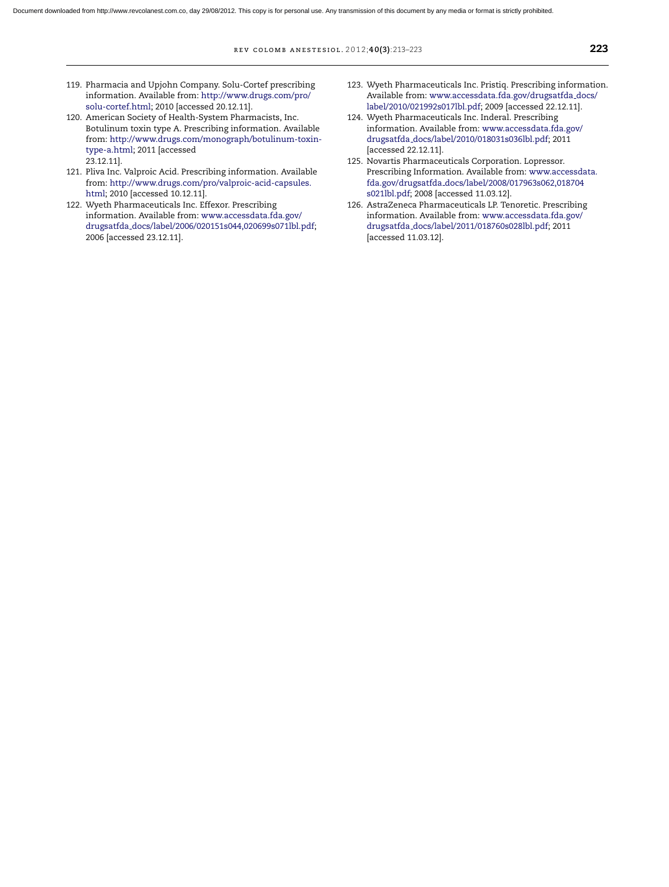119. Pharmacia and Upjohn Company. Solu-Cortef prescribing information. Available from: http://www.drugs.com/pro/solu-cortef.html; 2010 [accessed 20.12.11].
120. American Society of Health-System Pharmacists, Inc. Botulinum toxin type A. Prescribing information. Available from: http://www.drugs.com/monograph/botulinum-toxin-type-a.html; 2011 [accessed 23.12.11].
121. Pliva Inc. Valproic Acid. Prescribing information. Available from: http://www.drugs.com/pro/valproic-acid-capsules.html; 2010 [accessed 10.12.11].
122. Wyeth Pharmaceuticals Inc. Effexor. Prescribing information. Available from: www.accessdata.fda.gov/drugsatfda_docs/label/2006/020151s044,020699s071lbl.pdf; 2006 [accessed 23.12.11].
123. Wyeth Pharmaceuticals Inc. Pristiq. Prescribing information. Available from: www.accessdata.fda.gov/drugsatfda_docs/label/2010/021992s017lbl.pdf; 2009 [accessed 22.12.11].
124. Wyeth Pharmaceuticals Inc. Inderal. Prescribing information. Available from: www.accessdata.fda.gov/drugsatfda_docs/label/2010/018031s036lbl.pdf; 2011 [accessed 22.12.11].
125. Novartis Pharmaceuticals Corporation. Lopressor. Prescribing Information. Available from: www.accessdata.fda.gov/drugsatfda_docs/label/2008/017963s062,018704s021lbl.pdf; 2008 [accessed 11.03.12].
126. AstraZeneca Pharmaceuticals LP. Tenoretic. Prescribing information. Available from: www.accessdata.fda.gov/drugsatfda_docs/label/2011/018760s028lbl.pdf; 2011 [accessed 11.03.12].